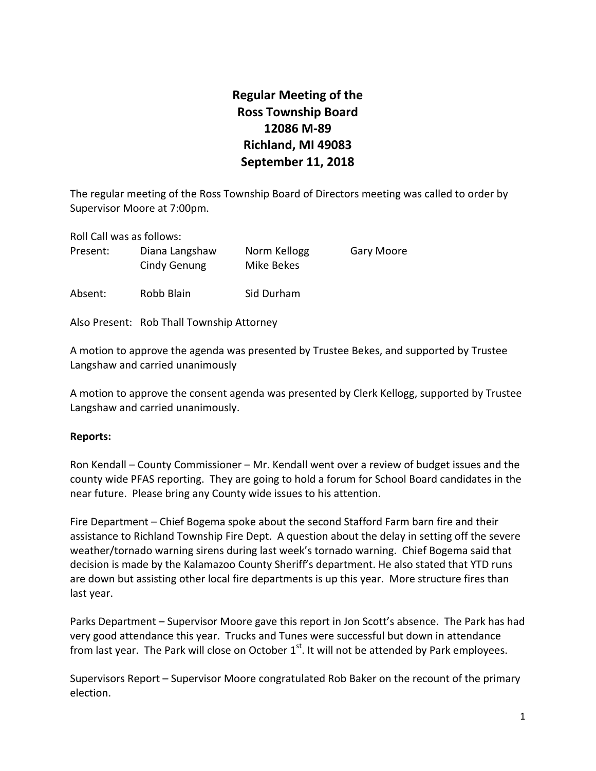# Regular Meeting of the Ross Township Board 12086 M-89 Richland, MI 49083 September 11, 2018

The regular meeting of the Ross Township Board of Directors meeting was called to order by Supervisor Moore at 7:00pm.

Roll Call was as follows:

| | | | |
|---|---|---|---|
| Present: | Diana Langshaw | Norm Kellogg | Gary Moore |
| | Cindy Genung | Mike Bekes | |
| Absent: | Robb Blain | Sid Durham | |

Also Present: Rob Thall Township Attorney

A motion to approve the agenda was presented by Trustee Bekes, and supported by Trustee Langshaw and carried unanimously

A motion to approve the consent agenda was presented by Clerk Kellogg, supported by Trustee Langshaw and carried unanimously.

**Reports:**

Ron Kendall – County Commissioner – Mr. Kendall went over a review of budget issues and the county wide PFAS reporting. They are going to hold a forum for School Board candidates in the near future. Please bring any County wide issues to his attention.

Fire Department – Chief Bogema spoke about the second Stafford Farm barn fire and their assistance to Richland Township Fire Dept. A question about the delay in setting off the severe weather/tornado warning sirens during last week's tornado warning. Chief Bogema said that decision is made by the Kalamazoo County Sheriff's department. He also stated that YTD runs are down but assisting other local fire departments is up this year. More structure fires than last year.

Parks Department – Supervisor Moore gave this report in Jon Scott's absence. The Park has had very good attendance this year. Trucks and Tunes were successful but down in attendance from last year. The Park will close on October 1st. It will not be attended by Park employees.

Supervisors Report – Supervisor Moore congratulated Rob Baker on the recount of the primary election.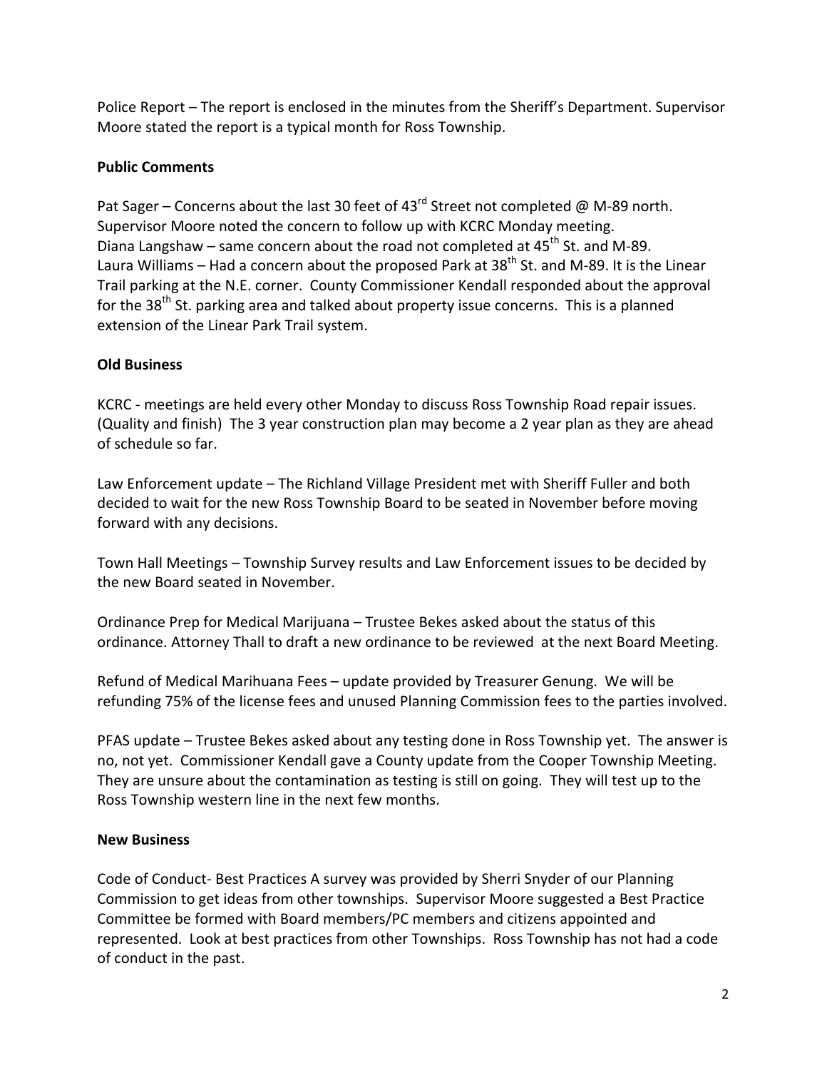Police Report – The report is enclosed in the minutes from the Sheriff's Department. Supervisor Moore stated the report is a typical month for Ross Township.

**Public Comments**

Pat Sager – Concerns about the last 30 feet of 43rd Street not completed @ M-89 north. Supervisor Moore noted the concern to follow up with KCRC Monday meeting.
Diana Langshaw – same concern about the road not completed at 45th St. and M-89.
Laura Williams – Had a concern about the proposed Park at 38th St. and M-89. It is the Linear Trail parking at the N.E. corner. County Commissioner Kendall responded about the approval for the 38th St. parking area and talked about property issue concerns. This is a planned extension of the Linear Park Trail system.

**Old Business**

KCRC - meetings are held every other Monday to discuss Ross Township Road repair issues. (Quality and finish) The 3 year construction plan may become a 2 year plan as they are ahead of schedule so far.

Law Enforcement update – The Richland Village President met with Sheriff Fuller and both decided to wait for the new Ross Township Board to be seated in November before moving forward with any decisions.

Town Hall Meetings – Township Survey results and Law Enforcement issues to be decided by the new Board seated in November.

Ordinance Prep for Medical Marijuana – Trustee Bekes asked about the status of this ordinance. Attorney Thall to draft a new ordinance to be reviewed at the next Board Meeting.

Refund of Medical Marihuana Fees – update provided by Treasurer Genung. We will be refunding 75% of the license fees and unused Planning Commission fees to the parties involved.

PFAS update – Trustee Bekes asked about any testing done in Ross Township yet. The answer is no, not yet. Commissioner Kendall gave a County update from the Cooper Township Meeting. They are unsure about the contamination as testing is still on going. They will test up to the Ross Township western line in the next few months.

**New Business**

Code of Conduct- Best Practices A survey was provided by Sherri Snyder of our Planning Commission to get ideas from other townships. Supervisor Moore suggested a Best Practice Committee be formed with Board members/PC members and citizens appointed and represented. Look at best practices from other Townships. Ross Township has not had a code of conduct in the past.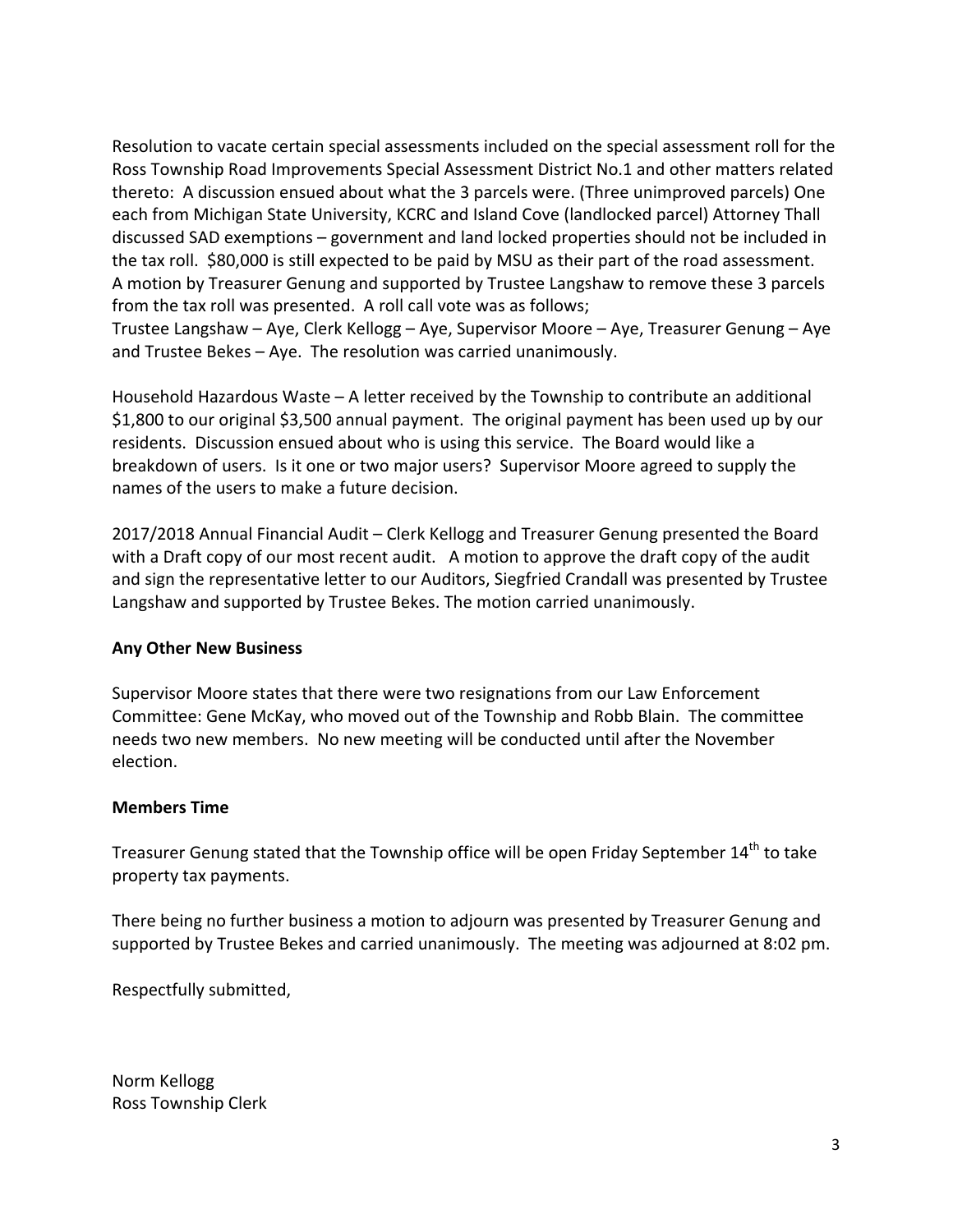Resolution to vacate certain special assessments included on the special assessment roll for the Ross Township Road Improvements Special Assessment District No.1 and other matters related thereto: A discussion ensued about what the 3 parcels were. (Three unimproved parcels) One each from Michigan State University, KCRC and Island Cove (landlocked parcel) Attorney Thall discussed SAD exemptions – government and land locked properties should not be included in the tax roll. $80,000 is still expected to be paid by MSU as their part of the road assessment. A motion by Treasurer Genung and supported by Trustee Langshaw to remove these 3 parcels from the tax roll was presented. A roll call vote was as follows;
Trustee Langshaw – Aye, Clerk Kellogg – Aye, Supervisor Moore – Aye, Treasurer Genung – Aye and Trustee Bekes – Aye. The resolution was carried unanimously.

Household Hazardous Waste – A letter received by the Township to contribute an additional $1,800 to our original $3,500 annual payment. The original payment has been used up by our residents. Discussion ensued about who is using this service. The Board would like a breakdown of users. Is it one or two major users? Supervisor Moore agreed to supply the names of the users to make a future decision.

2017/2018 Annual Financial Audit – Clerk Kellogg and Treasurer Genung presented the Board with a Draft copy of our most recent audit. A motion to approve the draft copy of the audit and sign the representative letter to our Auditors, Siegfried Crandall was presented by Trustee Langshaw and supported by Trustee Bekes. The motion carried unanimously.

**Any Other New Business**

Supervisor Moore states that there were two resignations from our Law Enforcement Committee: Gene McKay, who moved out of the Township and Robb Blain. The committee needs two new members. No new meeting will be conducted until after the November election.

**Members Time**

Treasurer Genung stated that the Township office will be open Friday September 14th to take property tax payments.

There being no further business a motion to adjourn was presented by Treasurer Genung and supported by Trustee Bekes and carried unanimously. The meeting was adjourned at 8:02 pm.

Respectfully submitted,

Norm Kellogg
Ross Township Clerk